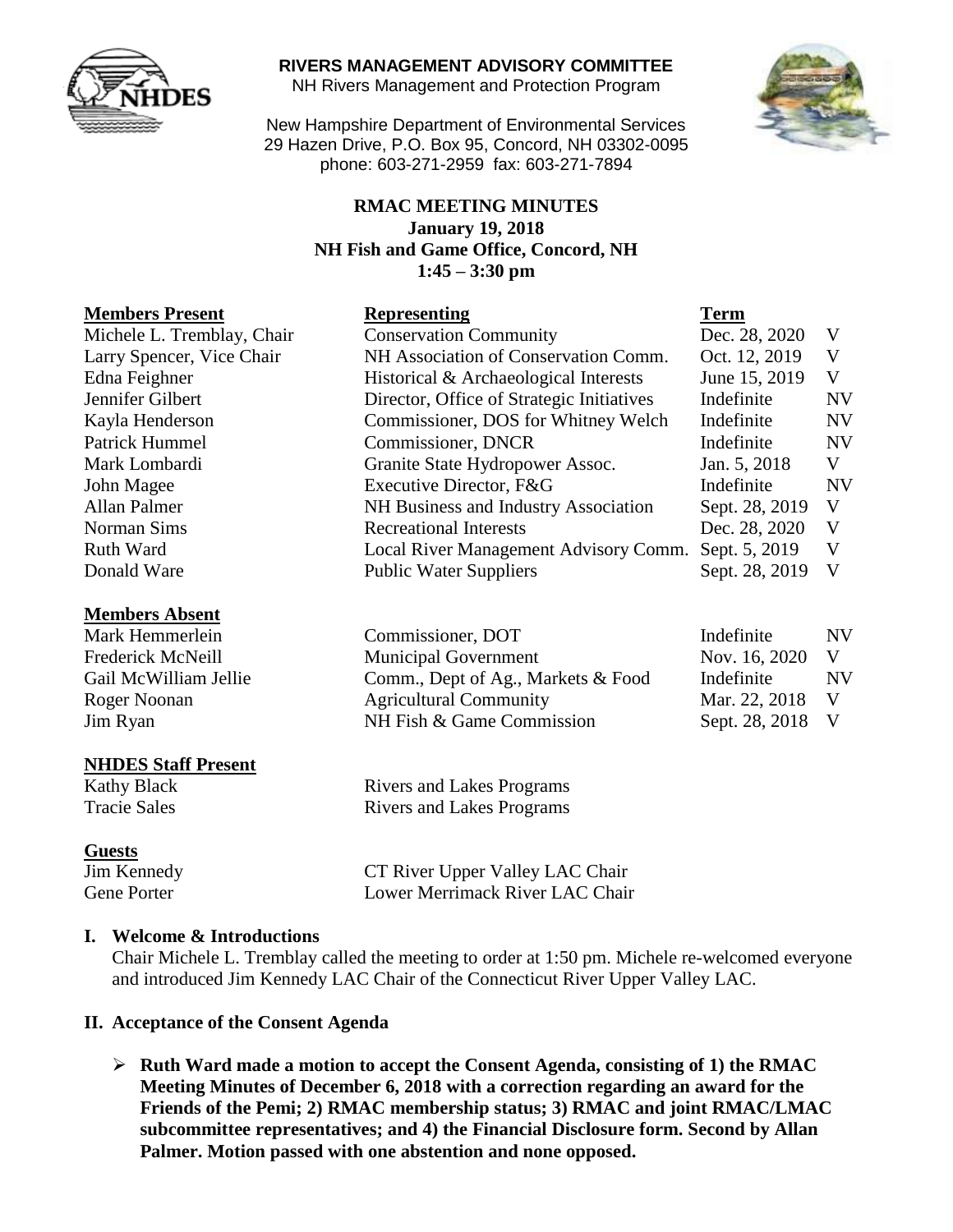**RIVERS MANAGEMENT ADVISORY COMMITTEE**
NH Rivers Management and Protection Program

New Hampshire Department of Environmental Services
29 Hazen Drive, P.O. Box 95, Concord, NH 03302-0095
phone: 603-271-2959 fax: 603-271-7894

**RMAC MEETING MINUTES**
**January 19, 2018**
**NH Fish and Game Office, Concord, NH**
**1:45 – 3:30 pm**

| **Members Present** | **Representing** | **Term** | |
|---|---|---|---|
| Michele L. Tremblay, Chair | Conservation Community | Dec. 28, 2020 | V |
| Larry Spencer, Vice Chair | NH Association of Conservation Comm. | Oct. 12, 2019 | V |
| Edna Feighner | Historical & Archaeological Interests | June 15, 2019 | V |
| Jennifer Gilbert | Director, Office of Strategic Initiatives | Indefinite | NV |
| Kayla Henderson | Commissioner, DOS for Whitney Welch | Indefinite | NV |
| Patrick Hummel | Commissioner, DNCR | Indefinite | NV |
| Mark Lombardi | Granite State Hydropower Assoc. | Jan. 5, 2018 | V |
| John Magee | Executive Director, F&G | Indefinite | NV |
| Allan Palmer | NH Business and Industry Association | Sept. 28, 2019 | V |
| Norman Sims | Recreational Interests | Dec. 28, 2020 | V |
| Ruth Ward | Local River Management Advisory Comm. | Sept. 5, 2019 | V |
| Donald Ware | Public Water Suppliers | Sept. 28, 2019 | V |

| **Members Absent** | | | |
|---|---|---|---|
| Mark Hemmerlein | Commissioner, DOT | Indefinite | NV |
| Frederick McNeill | Municipal Government | Nov. 16, 2020 | V |
| Gail McWilliam Jellie | Comm., Dept of Ag., Markets & Food | Indefinite | NV |
| Roger Noonan | Agricultural Community | Mar. 22, 2018 | V |
| Jim Ryan | NH Fish & Game Commission | Sept. 28, 2018 | V |

| **NHDES Staff Present** | |
|---|---|
| Kathy Black | Rivers and Lakes Programs |
| Tracie Sales | Rivers and Lakes Programs |

| **Guests** | |
|---|---|
| Jim Kennedy | CT River Upper Valley LAC Chair |
| Gene Porter | Lower Merrimack River LAC Chair |

## I. Welcome & Introductions

Chair Michele L. Tremblay called the meeting to order at 1:50 pm. Michele re-welcomed everyone and introduced Jim Kennedy LAC Chair of the Connecticut River Upper Valley LAC.

## II. Acceptance of the Consent Agenda

- **Ruth Ward made a motion to accept the Consent Agenda, consisting of 1) the RMAC Meeting Minutes of December 6, 2018 with a correction regarding an award for the Friends of the Pemi; 2) RMAC membership status; 3) RMAC and joint RMAC/LMAC subcommittee representatives; and 4) the Financial Disclosure form. Second by Allan Palmer. Motion passed with one abstention and none opposed.**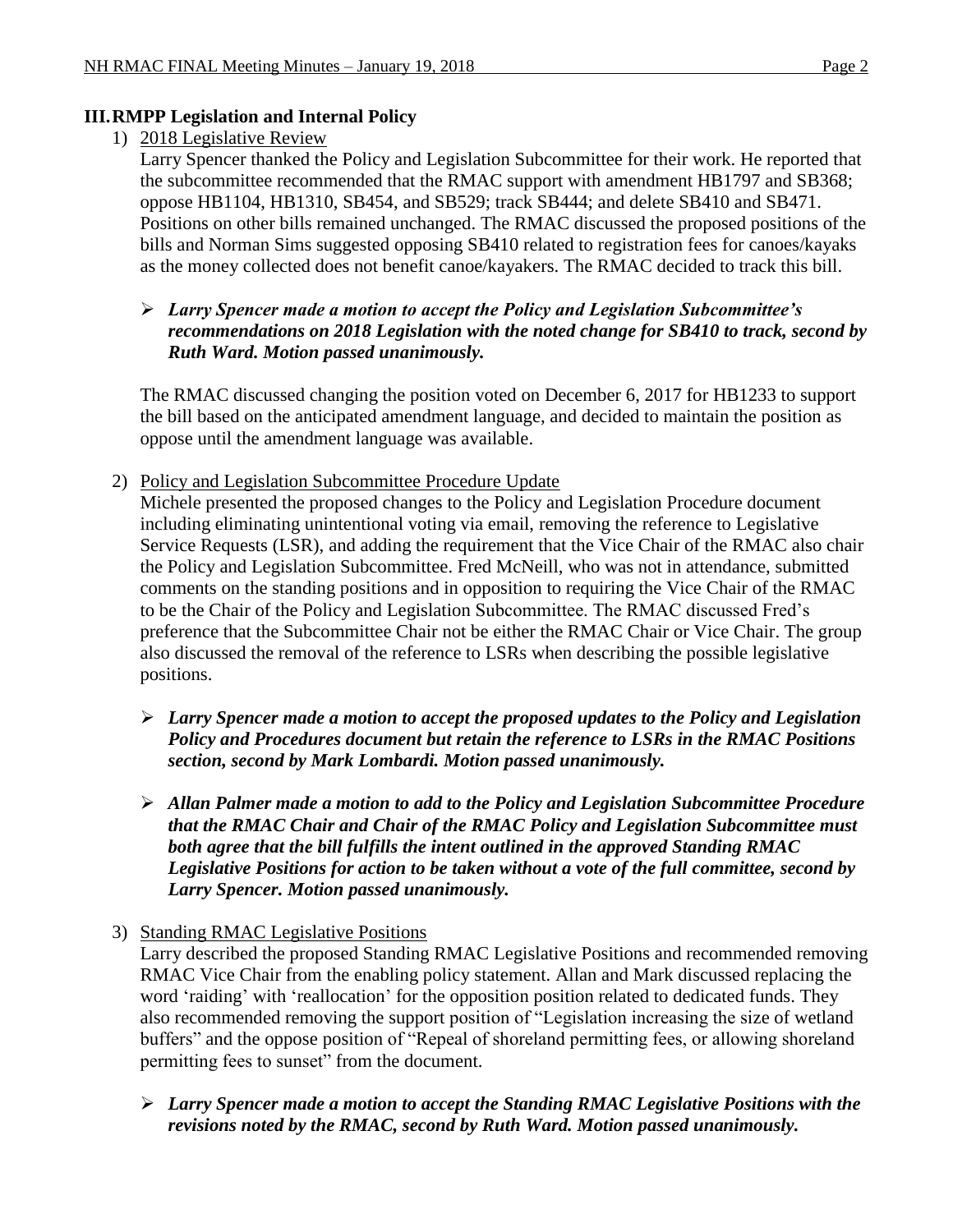## III. RMPP Legislation and Internal Policy

1) <u>2018 Legislative Review</u>

   Larry Spencer thanked the Policy and Legislation Subcommittee for their work. He reported that the subcommittee recommended that the RMAC support with amendment HB1797 and SB368; oppose HB1104, HB1310, SB454, and SB529; track SB444; and delete SB410 and SB471. Positions on other bills remained unchanged. The RMAC discussed the proposed positions of the bills and Norman Sims suggested opposing SB410 related to registration fees for canoes/kayaks as the money collected does not benefit canoe/kayakers. The RMAC decided to track this bill.

   - ***Larry Spencer made a motion to accept the Policy and Legislation Subcommittee's recommendations on 2018 Legislation with the noted change for SB410 to track, second by Ruth Ward. Motion passed unanimously.***

   The RMAC discussed changing the position voted on December 6, 2017 for HB1233 to support the bill based on the anticipated amendment language, and decided to maintain the position as oppose until the amendment language was available.

2) <u>Policy and Legislation Subcommittee Procedure Update</u>

   Michele presented the proposed changes to the Policy and Legislation Procedure document including eliminating unintentional voting via email, removing the reference to Legislative Service Requests (LSR), and adding the requirement that the Vice Chair of the RMAC also chair the Policy and Legislation Subcommittee. Fred McNeill, who was not in attendance, submitted comments on the standing positions and in opposition to requiring the Vice Chair of the RMAC to be the Chair of the Policy and Legislation Subcommittee. The RMAC discussed Fred's preference that the Subcommittee Chair not be either the RMAC Chair or Vice Chair. The group also discussed the removal of the reference to LSRs when describing the possible legislative positions.

   - ***Larry Spencer made a motion to accept the proposed updates to the Policy and Legislation Policy and Procedures document but retain the reference to LSRs in the RMAC Positions section, second by Mark Lombardi. Motion passed unanimously.***

   - ***Allan Palmer made a motion to add to the Policy and Legislation Subcommittee Procedure that the RMAC Chair and Chair of the RMAC Policy and Legislation Subcommittee must both agree that the bill fulfills the intent outlined in the approved Standing RMAC Legislative Positions for action to be taken without a vote of the full committee, second by Larry Spencer. Motion passed unanimously.***

3) <u>Standing RMAC Legislative Positions</u>

   Larry described the proposed Standing RMAC Legislative Positions and recommended removing RMAC Vice Chair from the enabling policy statement. Allan and Mark discussed replacing the word 'raiding' with 'reallocation' for the opposition position related to dedicated funds. They also recommended removing the support position of "Legislation increasing the size of wetland buffers" and the oppose position of "Repeal of shoreland permitting fees, or allowing shoreland permitting fees to sunset" from the document.

   - ***Larry Spencer made a motion to accept the Standing RMAC Legislative Positions with the revisions noted by the RMAC, second by Ruth Ward. Motion passed unanimously.***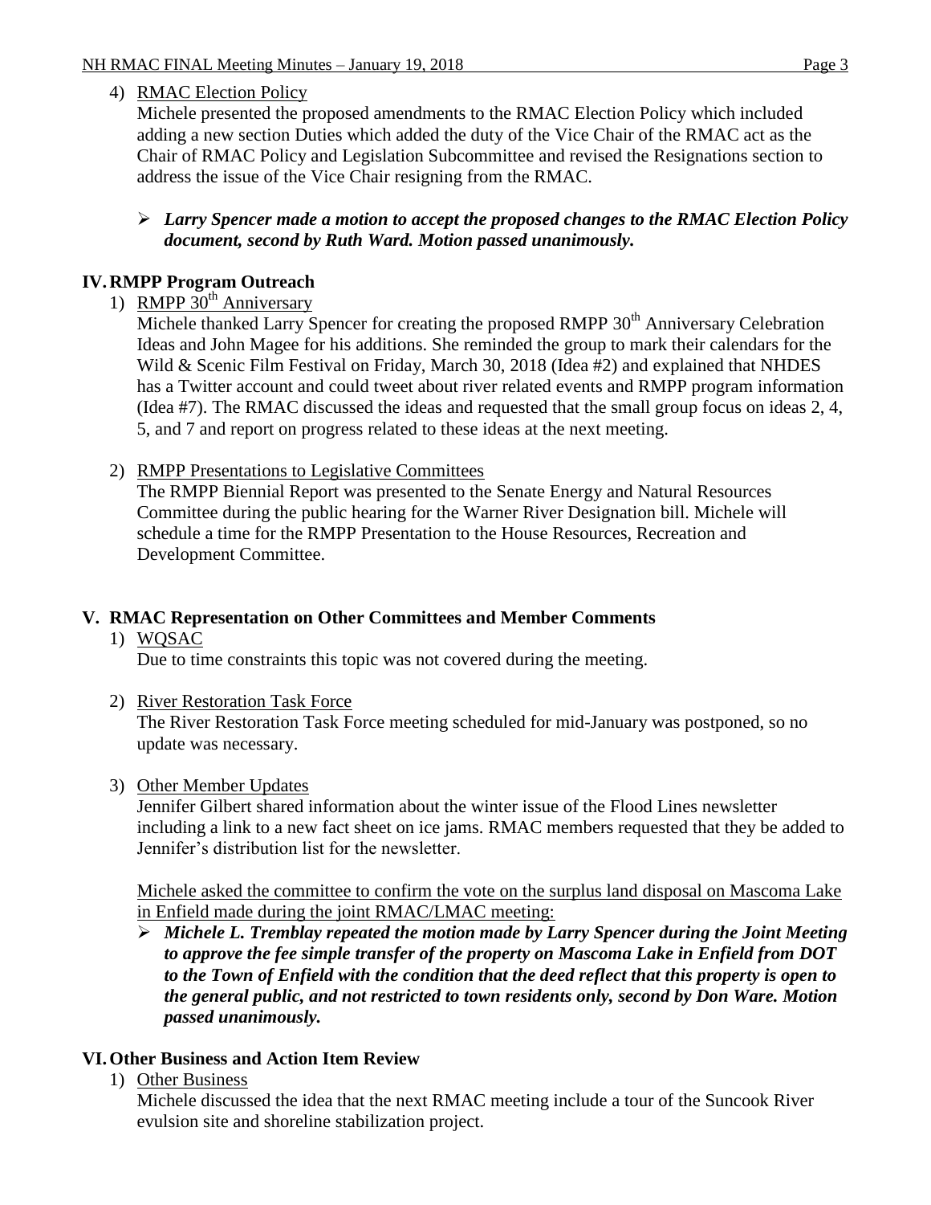4) RMAC Election Policy

Michele presented the proposed amendments to the RMAC Election Policy which included adding a new section Duties which added the duty of the Vice Chair of the RMAC act as the Chair of RMAC Policy and Legislation Subcommittee and revised the Resignations section to address the issue of the Vice Chair resigning from the RMAC.

- ***Larry Spencer made a motion to accept the proposed changes to the RMAC Election Policy document, second by Ruth Ward. Motion passed unanimously.***

## IV. RMPP Program Outreach

1) RMPP 30th Anniversary

Michele thanked Larry Spencer for creating the proposed RMPP 30th Anniversary Celebration Ideas and John Magee for his additions. She reminded the group to mark their calendars for the Wild & Scenic Film Festival on Friday, March 30, 2018 (Idea #2) and explained that NHDES has a Twitter account and could tweet about river related events and RMPP program information (Idea #7). The RMAC discussed the ideas and requested that the small group focus on ideas 2, 4, 5, and 7 and report on progress related to these ideas at the next meeting.

2) RMPP Presentations to Legislative Committees

The RMPP Biennial Report was presented to the Senate Energy and Natural Resources Committee during the public hearing for the Warner River Designation bill. Michele will schedule a time for the RMPP Presentation to the House Resources, Recreation and Development Committee.

## V. RMAC Representation on Other Committees and Member Comments

1) WQSAC

Due to time constraints this topic was not covered during the meeting.

2) River Restoration Task Force

The River Restoration Task Force meeting scheduled for mid-January was postponed, so no update was necessary.

3) Other Member Updates

Jennifer Gilbert shared information about the winter issue of the Flood Lines newsletter including a link to a new fact sheet on ice jams. RMAC members requested that they be added to Jennifer's distribution list for the newsletter.

Michele asked the committee to confirm the vote on the surplus land disposal on Mascoma Lake in Enfield made during the joint RMAC/LMAC meeting:

- ***Michele L. Tremblay repeated the motion made by Larry Spencer during the Joint Meeting to approve the fee simple transfer of the property on Mascoma Lake in Enfield from DOT to the Town of Enfield with the condition that the deed reflect that this property is open to the general public, and not restricted to town residents only, second by Don Ware. Motion passed unanimously.***

## VI. Other Business and Action Item Review

1) Other Business

Michele discussed the idea that the next RMAC meeting include a tour of the Suncook River evulsion site and shoreline stabilization project.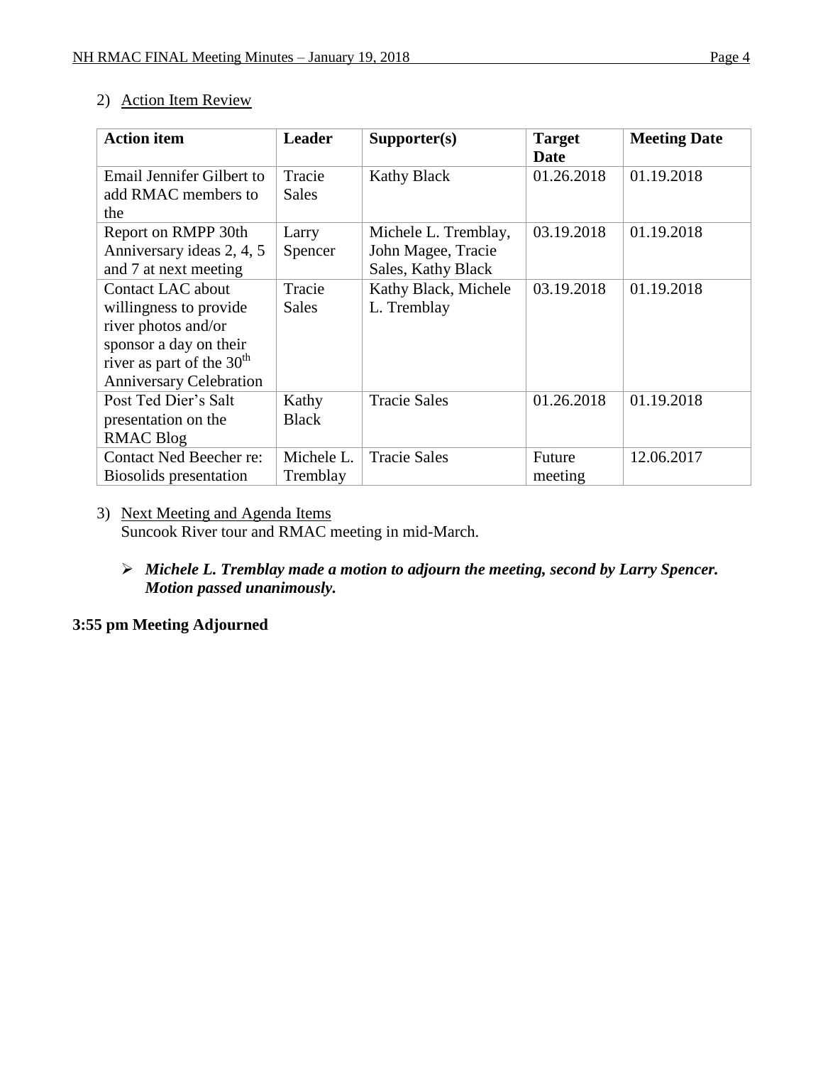2) Action Item Review

| Action item | Leader | Supporter(s) | Target Date | Meeting Date |
|---|---|---|---|---|
| Email Jennifer Gilbert to add RMAC members to the | Tracie Sales | Kathy Black | 01.26.2018 | 01.19.2018 |
| Report on RMPP 30th Anniversary ideas 2, 4, 5 and 7 at next meeting | Larry Spencer | Michele L. Tremblay, John Magee, Tracie Sales, Kathy Black | 03.19.2018 | 01.19.2018 |
| Contact LAC about willingness to provide river photos and/or sponsor a day on their river as part of the 30th Anniversary Celebration | Tracie Sales | Kathy Black, Michele L. Tremblay | 03.19.2018 | 01.19.2018 |
| Post Ted Dier's Salt presentation on the RMAC Blog | Kathy Black | Tracie Sales | 01.26.2018 | 01.19.2018 |
| Contact Ned Beecher re: Biosolids presentation | Michele L. Tremblay | Tracie Sales | Future meeting | 12.06.2017 |

3) Next Meeting and Agenda Items
Suncook River tour and RMAC meeting in mid-March.

- ***Michele L. Tremblay made a motion to adjourn the meeting, second by Larry Spencer. Motion passed unanimously.***

**3:55 pm Meeting Adjourned**